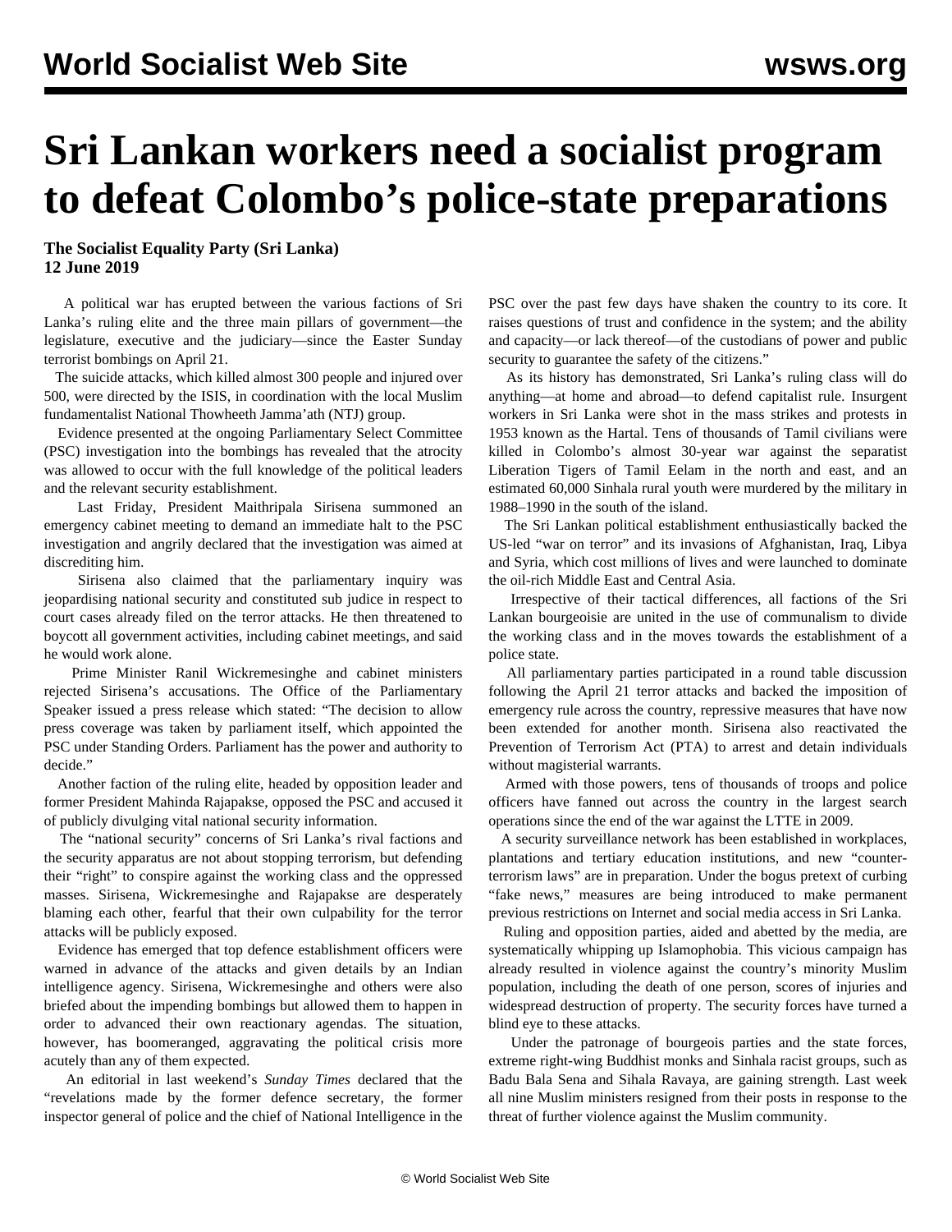# Sri Lankan workers need a socialist program to defeat Colombo's police-state preparations

**The Socialist Equality Party (Sri Lanka)**
**12 June 2019**

A political war has erupted between the various factions of Sri Lanka's ruling elite and the three main pillars of government—the legislature, executive and the judiciary—since the Easter Sunday terrorist bombings on April 21.

The suicide attacks, which killed almost 300 people and injured over 500, were directed by the ISIS, in coordination with the local Muslim fundamentalist National Thowheeth Jamma'ath (NTJ) group.

Evidence presented at the ongoing Parliamentary Select Committee (PSC) investigation into the bombings has revealed that the atrocity was allowed to occur with the full knowledge of the political leaders and the relevant security establishment.

Last Friday, President Maithripala Sirisena summoned an emergency cabinet meeting to demand an immediate halt to the PSC investigation and angrily declared that the investigation was aimed at discrediting him.

Sirisena also claimed that the parliamentary inquiry was jeopardising national security and constituted sub judice in respect to court cases already filed on the terror attacks. He then threatened to boycott all government activities, including cabinet meetings, and said he would work alone.

Prime Minister Ranil Wickremesinghe and cabinet ministers rejected Sirisena's accusations. The Office of the Parliamentary Speaker issued a press release which stated: "The decision to allow press coverage was taken by parliament itself, which appointed the PSC under Standing Orders. Parliament has the power and authority to decide."

Another faction of the ruling elite, headed by opposition leader and former President Mahinda Rajapakse, opposed the PSC and accused it of publicly divulging vital national security information.

The "national security" concerns of Sri Lanka's rival factions and the security apparatus are not about stopping terrorism, but defending their "right" to conspire against the working class and the oppressed masses. Sirisena, Wickremesinghe and Rajapakse are desperately blaming each other, fearful that their own culpability for the terror attacks will be publicly exposed.

Evidence has emerged that top defence establishment officers were warned in advance of the attacks and given details by an Indian intelligence agency. Sirisena, Wickremesinghe and others were also briefed about the impending bombings but allowed them to happen in order to advanced their own reactionary agendas. The situation, however, has boomeranged, aggravating the political crisis more acutely than any of them expected.

An editorial in last weekend's *Sunday Times* declared that the "revelations made by the former defence secretary, the former inspector general of police and the chief of National Intelligence in the PSC over the past few days have shaken the country to its core. It raises questions of trust and confidence in the system; and the ability and capacity—or lack thereof—of the custodians of power and public security to guarantee the safety of the citizens."

As its history has demonstrated, Sri Lanka's ruling class will do anything—at home and abroad—to defend capitalist rule. Insurgent workers in Sri Lanka were shot in the mass strikes and protests in 1953 known as the Hartal. Tens of thousands of Tamil civilians were killed in Colombo's almost 30-year war against the separatist Liberation Tigers of Tamil Eelam in the north and east, and an estimated 60,000 Sinhala rural youth were murdered by the military in 1988–1990 in the south of the island.

The Sri Lankan political establishment enthusiastically backed the US-led "war on terror" and its invasions of Afghanistan, Iraq, Libya and Syria, which cost millions of lives and were launched to dominate the oil-rich Middle East and Central Asia.

Irrespective of their tactical differences, all factions of the Sri Lankan bourgeoisie are united in the use of communalism to divide the working class and in the moves towards the establishment of a police state.

All parliamentary parties participated in a round table discussion following the April 21 terror attacks and backed the imposition of emergency rule across the country, repressive measures that have now been extended for another month. Sirisena also reactivated the Prevention of Terrorism Act (PTA) to arrest and detain individuals without magisterial warrants.

Armed with those powers, tens of thousands of troops and police officers have fanned out across the country in the largest search operations since the end of the war against the LTTE in 2009.

A security surveillance network has been established in workplaces, plantations and tertiary education institutions, and new "counter-terrorism laws" are in preparation. Under the bogus pretext of curbing "fake news," measures are being introduced to make permanent previous restrictions on Internet and social media access in Sri Lanka.

Ruling and opposition parties, aided and abetted by the media, are systematically whipping up Islamophobia. This vicious campaign has already resulted in violence against the country's minority Muslim population, including the death of one person, scores of injuries and widespread destruction of property. The security forces have turned a blind eye to these attacks.

Under the patronage of bourgeois parties and the state forces, extreme right-wing Buddhist monks and Sinhala racist groups, such as Badu Bala Sena and Sihala Ravaya, are gaining strength. Last week all nine Muslim ministers resigned from their posts in response to the threat of further violence against the Muslim community.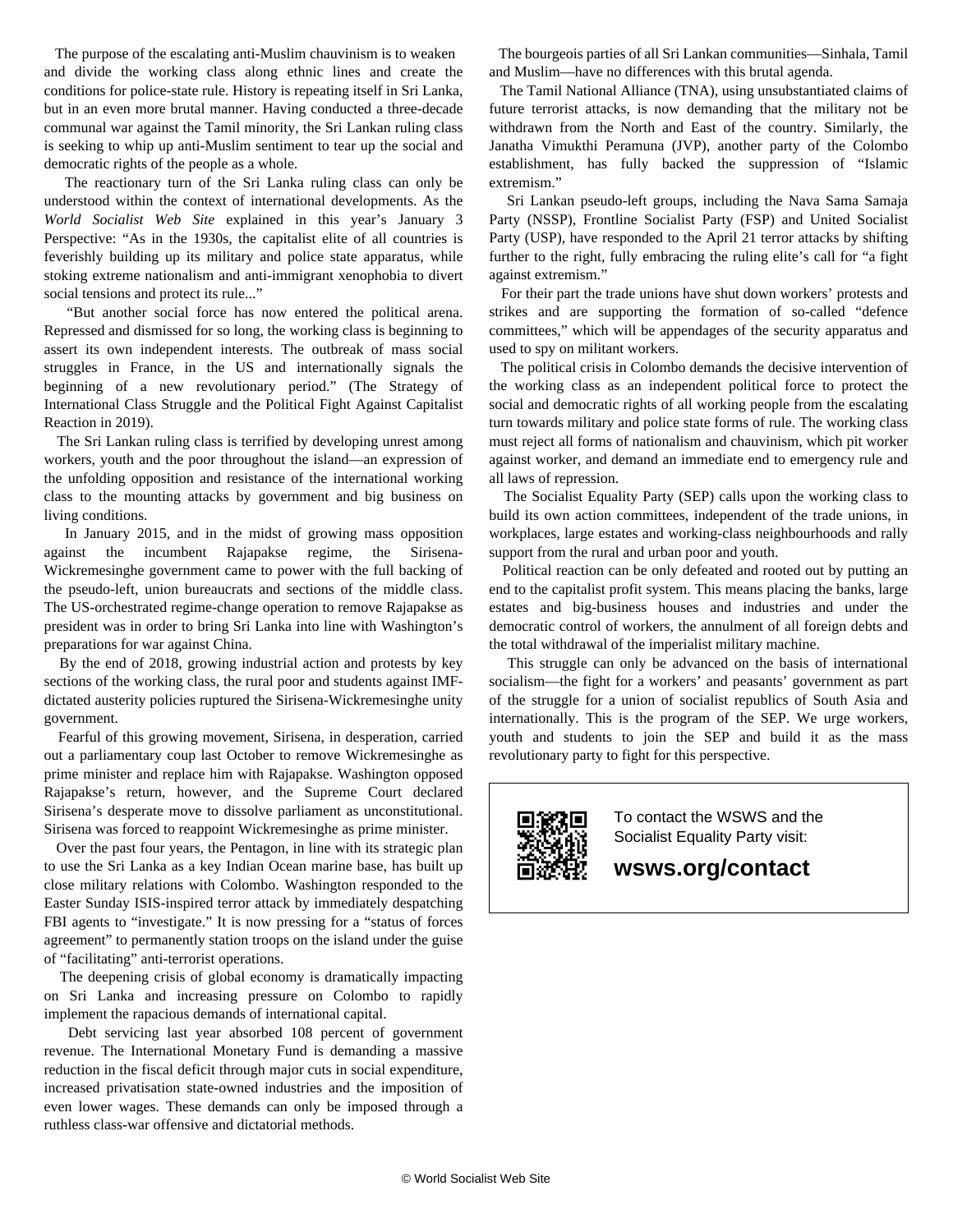The purpose of the escalating anti-Muslim chauvinism is to weaken and divide the working class along ethnic lines and create the conditions for police-state rule. History is repeating itself in Sri Lanka, but in an even more brutal manner. Having conducted a three-decade communal war against the Tamil minority, the Sri Lankan ruling class is seeking to whip up anti-Muslim sentiment to tear up the social and democratic rights of the people as a whole.

The reactionary turn of the Sri Lanka ruling class can only be understood within the context of international developments. As the *World Socialist Web Site* explained in this year's January 3 Perspective: "As in the 1930s, the capitalist elite of all countries is feverishly building up its military and police state apparatus, while stoking extreme nationalism and anti-immigrant xenophobia to divert social tensions and protect its rule..."

"But another social force has now entered the political arena. Repressed and dismissed for so long, the working class is beginning to assert its own independent interests. The outbreak of mass social struggles in France, in the US and internationally signals the beginning of a new revolutionary period." (The Strategy of International Class Struggle and the Political Fight Against Capitalist Reaction in 2019).

The Sri Lankan ruling class is terrified by developing unrest among workers, youth and the poor throughout the island—an expression of the unfolding opposition and resistance of the international working class to the mounting attacks by government and big business on living conditions.

In January 2015, and in the midst of growing mass opposition against the incumbent Rajapakse regime, the Sirisena-Wickremesinghe government came to power with the full backing of the pseudo-left, union bureaucrats and sections of the middle class. The US-orchestrated regime-change operation to remove Rajapakse as president was in order to bring Sri Lanka into line with Washington's preparations for war against China.

By the end of 2018, growing industrial action and protests by key sections of the working class, the rural poor and students against IMF-dictated austerity policies ruptured the Sirisena-Wickremesinghe unity government.

Fearful of this growing movement, Sirisena, in desperation, carried out a parliamentary coup last October to remove Wickremesinghe as prime minister and replace him with Rajapakse. Washington opposed Rajapakse's return, however, and the Supreme Court declared Sirisena's desperate move to dissolve parliament as unconstitutional. Sirisena was forced to reappoint Wickremesinghe as prime minister.

Over the past four years, the Pentagon, in line with its strategic plan to use the Sri Lanka as a key Indian Ocean marine base, has built up close military relations with Colombo. Washington responded to the Easter Sunday ISIS-inspired terror attack by immediately despatching FBI agents to "investigate." It is now pressing for a "status of forces agreement" to permanently station troops on the island under the guise of "facilitating" anti-terrorist operations.

The deepening crisis of global economy is dramatically impacting on Sri Lanka and increasing pressure on Colombo to rapidly implement the rapacious demands of international capital.

Debt servicing last year absorbed 108 percent of government revenue. The International Monetary Fund is demanding a massive reduction in the fiscal deficit through major cuts in social expenditure, increased privatisation state-owned industries and the imposition of even lower wages. These demands can only be imposed through a ruthless class-war offensive and dictatorial methods.

The bourgeois parties of all Sri Lankan communities—Sinhala, Tamil and Muslim—have no differences with this brutal agenda.

The Tamil National Alliance (TNA), using unsubstantiated claims of future terrorist attacks, is now demanding that the military not be withdrawn from the North and East of the country. Similarly, the Janatha Vimukthi Peramuna (JVP), another party of the Colombo establishment, has fully backed the suppression of "Islamic extremism."

Sri Lankan pseudo-left groups, including the Nava Sama Samaja Party (NSSP), Frontline Socialist Party (FSP) and United Socialist Party (USP), have responded to the April 21 terror attacks by shifting further to the right, fully embracing the ruling elite's call for "a fight against extremism."

For their part the trade unions have shut down workers' protests and strikes and are supporting the formation of so-called "defence committees," which will be appendages of the security apparatus and used to spy on militant workers.

The political crisis in Colombo demands the decisive intervention of the working class as an independent political force to protect the social and democratic rights of all working people from the escalating turn towards military and police state forms of rule. The working class must reject all forms of nationalism and chauvinism, which pit worker against worker, and demand an immediate end to emergency rule and all laws of repression.

The Socialist Equality Party (SEP) calls upon the working class to build its own action committees, independent of the trade unions, in workplaces, large estates and working-class neighbourhoods and rally support from the rural and urban poor and youth.

Political reaction can be only defeated and rooted out by putting an end to the capitalist profit system. This means placing the banks, large estates and big-business houses and industries and under the democratic control of workers, the annulment of all foreign debts and the total withdrawal of the imperialist military machine.

This struggle can only be advanced on the basis of international socialism—the fight for a workers' and peasants' government as part of the struggle for a union of socialist republics of South Asia and internationally. This is the program of the SEP. We urge workers, youth and students to join the SEP and build it as the mass revolutionary party to fight for this perspective.

To contact the WSWS and the Socialist Equality Party visit:

**wsws.org/contact**